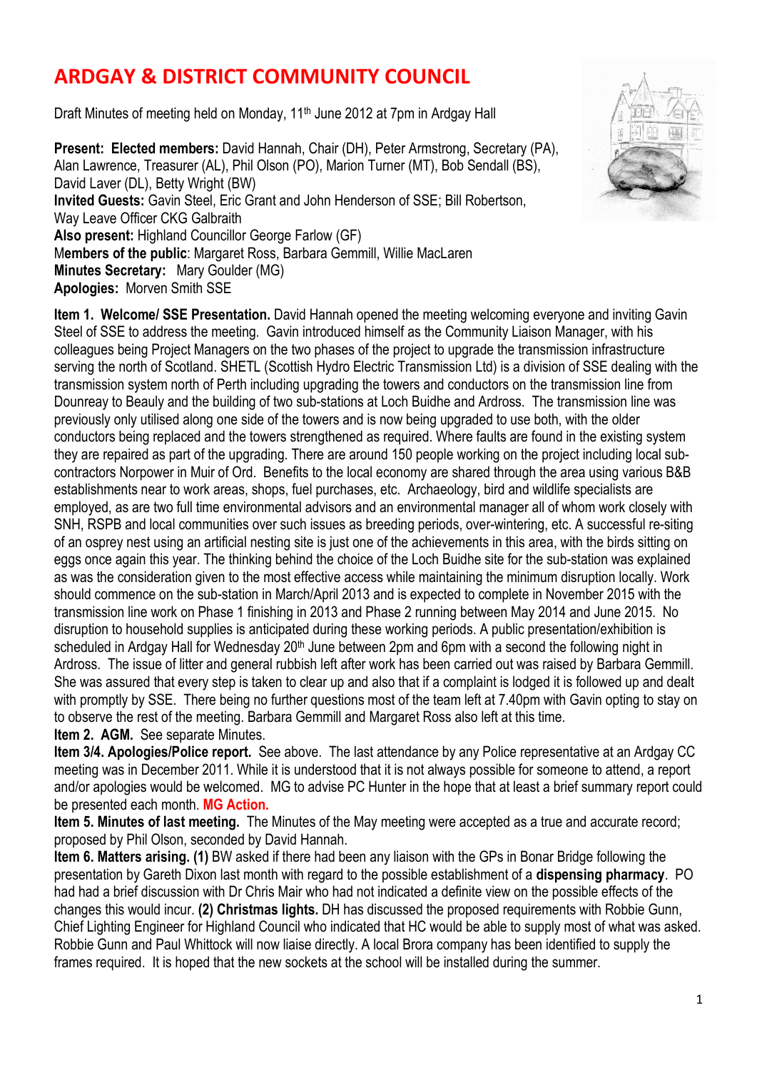# ARDGAY & DISTRICT COMMUNITY COUNCIL

Draft Minutes of meeting held on Monday, 11th June 2012 at 7pm in Ardgay Hall

**Present: Elected members:** David Hannah, Chair (DH), Peter Armstrong, Secretary (PA), Alan Lawrence, Treasurer (AL), Phil Olson (PO), Marion Turner (MT), Bob Sendall (BS), David Laver (DL), Betty Wright (BW)
**Invited Guests:** Gavin Steel, Eric Grant and John Henderson of SSE; Bill Robertson, Way Leave Officer CKG Galbraith
**Also present:** Highland Councillor George Farlow (GF)
M**embers of the public**: Margaret Ross, Barbara Gemmill, Willie MacLaren
**Minutes Secretary:** Mary Goulder (MG)
**Apologies:** Morven Smith SSE

**Item 1. Welcome/ SSE Presentation.** David Hannah opened the meeting welcoming everyone and inviting Gavin Steel of SSE to address the meeting. Gavin introduced himself as the Community Liaison Manager, with his colleagues being Project Managers on the two phases of the project to upgrade the transmission infrastructure serving the north of Scotland. SHETL (Scottish Hydro Electric Transmission Ltd) is a division of SSE dealing with the transmission system north of Perth including upgrading the towers and conductors on the transmission line from Dounreay to Beauly and the building of two sub-stations at Loch Buidhe and Ardross. The transmission line was previously only utilised along one side of the towers and is now being upgraded to use both, with the older conductors being replaced and the towers strengthened as required. Where faults are found in the existing system they are repaired as part of the upgrading. There are around 150 people working on the project including local sub-contractors Norpower in Muir of Ord. Benefits to the local economy are shared through the area using various B&B establishments near to work areas, shops, fuel purchases, etc. Archaeology, bird and wildlife specialists are employed, as are two full time environmental advisors and an environmental manager all of whom work closely with SNH, RSPB and local communities over such issues as breeding periods, over-wintering, etc. A successful re-siting of an osprey nest using an artificial nesting site is just one of the achievements in this area, with the birds sitting on eggs once again this year. The thinking behind the choice of the Loch Buidhe site for the sub-station was explained as was the consideration given to the most effective access while maintaining the minimum disruption locally. Work should commence on the sub-station in March/April 2013 and is expected to complete in November 2015 with the transmission line work on Phase 1 finishing in 2013 and Phase 2 running between May 2014 and June 2015. No disruption to household supplies is anticipated during these working periods. A public presentation/exhibition is scheduled in Ardgay Hall for Wednesday 20th June between 2pm and 6pm with a second the following night in Ardross. The issue of litter and general rubbish left after work has been carried out was raised by Barbara Gemmill. She was assured that every step is taken to clear up and also that if a complaint is lodged it is followed up and dealt with promptly by SSE. There being no further questions most of the team left at 7.40pm with Gavin opting to stay on to observe the rest of the meeting. Barbara Gemmill and Margaret Ross also left at this time.

**Item 2. AGM.** See separate Minutes.

**Item 3/4. Apologies/Police report.** See above. The last attendance by any Police representative at an Ardgay CC meeting was in December 2011. While it is understood that it is not always possible for someone to attend, a report and/or apologies would be welcomed. MG to advise PC Hunter in the hope that at least a brief summary report could be presented each month. **MG Action.**

**Item 5. Minutes of last meeting.** The Minutes of the May meeting were accepted as a true and accurate record; proposed by Phil Olson, seconded by David Hannah.

**Item 6. Matters arising. (1)** BW asked if there had been any liaison with the GPs in Bonar Bridge following the presentation by Gareth Dixon last month with regard to the possible establishment of a **dispensing pharmacy**. PO had had a brief discussion with Dr Chris Mair who had not indicated a definite view on the possible effects of the changes this would incur. **(2) Christmas lights.** DH has discussed the proposed requirements with Robbie Gunn, Chief Lighting Engineer for Highland Council who indicated that HC would be able to supply most of what was asked. Robbie Gunn and Paul Whittock will now liaise directly. A local Brora company has been identified to supply the frames required. It is hoped that the new sockets at the school will be installed during the summer.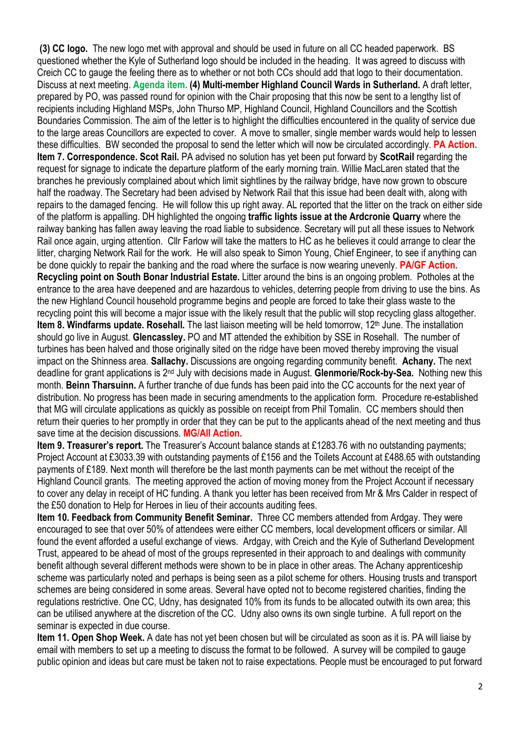**(3) CC logo.** The new logo met with approval and should be used in future on all CC headed paperwork. BS questioned whether the Kyle of Sutherland logo should be included in the heading. It was agreed to discuss with Creich CC to gauge the feeling there as to whether or not both CCs should add that logo to their documentation. Discuss at next meeting. **Agenda item.** **(4) Multi-member Highland Council Wards in Sutherland.** A draft letter, prepared by PO, was passed round for opinion with the Chair proposing that this now be sent to a lengthy list of recipients including Highland MSPs, John Thurso MP, Highland Council, Highland Councillors and the Scottish Boundaries Commission. The aim of the letter is to highlight the difficulties encountered in the quality of service due to the large areas Councillors are expected to cover. A move to smaller, single member wards would help to lessen these difficulties. BW seconded the proposal to send the letter which will now be circulated accordingly. **PA Action.**

**Item 7. Correspondence. Scot Rail.** PA advised no solution has yet been put forward by **ScotRail** regarding the request for signage to indicate the departure platform of the early morning train. Willie MacLaren stated that the branches he previously complained about which limit sightlines by the railway bridge, have now grown to obscure half the roadway. The Secretary had been advised by Network Rail that this issue had been dealt with, along with repairs to the damaged fencing. He will follow this up right away. AL reported that the litter on the track on either side of the platform is appalling. DH highlighted the ongoing **traffic lights issue at the Ardcronie Quarry** where the railway banking has fallen away leaving the road liable to subsidence. Secretary will put all these issues to Network Rail once again, urging attention. Cllr Farlow will take the matters to HC as he believes it could arrange to clear the litter, charging Network Rail for the work. He will also speak to Simon Young, Chief Engineer, to see if anything can be done quickly to repair the banking and the road where the surface is now wearing unevenly. **PA/GF Action.**

**Recycling point on South Bonar Industrial Estate.** Litter around the bins is an ongoing problem. Potholes at the entrance to the area have deepened and are hazardous to vehicles, deterring people from driving to use the bins. As the new Highland Council household programme begins and people are forced to take their glass waste to the recycling point this will become a major issue with the likely result that the public will stop recycling glass altogether.

**Item 8. Windfarms update. Rosehall.** The last liaison meeting will be held tomorrow, 12th June. The installation should go live in August. **Glencassley.** PO and MT attended the exhibition by SSE in Rosehall. The number of turbines has been halved and those originally sited on the ridge have been moved thereby improving the visual impact on the Shinness area. **Sallachy.** Discussions are ongoing regarding community benefit. **Achany.** The next deadline for grant applications is 2nd July with decisions made in August. **Glenmorie/Rock-by-Sea.** Nothing new this month. **Beinn Tharsuinn.** A further tranche of due funds has been paid into the CC accounts for the next year of distribution. No progress has been made in securing amendments to the application form. Procedure re-established that MG will circulate applications as quickly as possible on receipt from Phil Tomalin. CC members should then return their queries to her promptly in order that they can be put to the applicants ahead of the next meeting and thus save time at the decision discussions. **MG/All Action.**

**Item 9. Treasurer's report.** The Treasurer's Account balance stands at £1283.76 with no outstanding payments; Project Account at £3033.39 with outstanding payments of £156 and the Toilets Account at £488.65 with outstanding payments of £189. Next month will therefore be the last month payments can be met without the receipt of the Highland Council grants. The meeting approved the action of moving money from the Project Account if necessary to cover any delay in receipt of HC funding. A thank you letter has been received from Mr & Mrs Calder in respect of the £50 donation to Help for Heroes in lieu of their accounts auditing fees.

**Item 10. Feedback from Community Benefit Seminar.** Three CC members attended from Ardgay. They were encouraged to see that over 50% of attendees were either CC members, local development officers or similar. All found the event afforded a useful exchange of views. Ardgay, with Creich and the Kyle of Sutherland Development Trust, appeared to be ahead of most of the groups represented in their approach to and dealings with community benefit although several different methods were shown to be in place in other areas. The Achany apprenticeship scheme was particularly noted and perhaps is being seen as a pilot scheme for others. Housing trusts and transport schemes are being considered in some areas. Several have opted not to become registered charities, finding the regulations restrictive. One CC, Udny, has designated 10% from its funds to be allocated outwith its own area; this can be utilised anywhere at the discretion of the CC. Udny also owns its own single turbine. A full report on the seminar is expected in due course.

**Item 11. Open Shop Week.** A date has not yet been chosen but will be circulated as soon as it is. PA will liaise by email with members to set up a meeting to discuss the format to be followed. A survey will be compiled to gauge public opinion and ideas but care must be taken not to raise expectations. People must be encouraged to put forward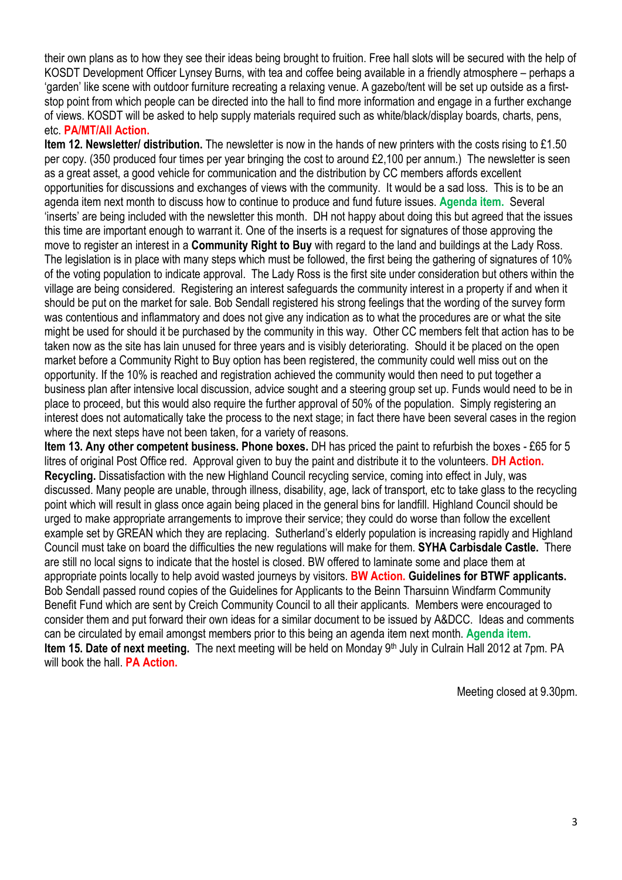their own plans as to how they see their ideas being brought to fruition. Free hall slots will be secured with the help of KOSDT Development Officer Lynsey Burns, with tea and coffee being available in a friendly atmosphere – perhaps a 'garden' like scene with outdoor furniture recreating a relaxing venue. A gazebo/tent will be set up outside as a first-stop point from which people can be directed into the hall to find more information and engage in a further exchange of views. KOSDT will be asked to help supply materials required such as white/black/display boards, charts, pens, etc. **PA/MT/All Action.**

**Item 12. Newsletter/ distribution.** The newsletter is now in the hands of new printers with the costs rising to £1.50 per copy. (350 produced four times per year bringing the cost to around £2,100 per annum.) The newsletter is seen as a great asset, a good vehicle for communication and the distribution by CC members affords excellent opportunities for discussions and exchanges of views with the community. It would be a sad loss. This is to be an agenda item next month to discuss how to continue to produce and fund future issues. **Agenda item.** Several 'inserts' are being included with the newsletter this month. DH not happy about doing this but agreed that the issues this time are important enough to warrant it. One of the inserts is a request for signatures of those approving the move to register an interest in a **Community Right to Buy** with regard to the land and buildings at the Lady Ross. The legislation is in place with many steps which must be followed, the first being the gathering of signatures of 10% of the voting population to indicate approval. The Lady Ross is the first site under consideration but others within the village are being considered. Registering an interest safeguards the community interest in a property if and when it should be put on the market for sale. Bob Sendall registered his strong feelings that the wording of the survey form was contentious and inflammatory and does not give any indication as to what the procedures are or what the site might be used for should it be purchased by the community in this way. Other CC members felt that action has to be taken now as the site has lain unused for three years and is visibly deteriorating. Should it be placed on the open market before a Community Right to Buy option has been registered, the community could well miss out on the opportunity. If the 10% is reached and registration achieved the community would then need to put together a business plan after intensive local discussion, advice sought and a steering group set up. Funds would need to be in place to proceed, but this would also require the further approval of 50% of the population. Simply registering an interest does not automatically take the process to the next stage; in fact there have been several cases in the region where the next steps have not been taken, for a variety of reasons.

**Item 13. Any other competent business. Phone boxes.** DH has priced the paint to refurbish the boxes - £65 for 5 litres of original Post Office red. Approval given to buy the paint and distribute it to the volunteers. **DH Action.** **Recycling.** Dissatisfaction with the new Highland Council recycling service, coming into effect in July, was discussed. Many people are unable, through illness, disability, age, lack of transport, etc to take glass to the recycling point which will result in glass once again being placed in the general bins for landfill. Highland Council should be urged to make appropriate arrangements to improve their service; they could do worse than follow the excellent example set by GREAN which they are replacing. Sutherland's elderly population is increasing rapidly and Highland Council must take on board the difficulties the new regulations will make for them. **SYHA Carbisdale Castle.** There are still no local signs to indicate that the hostel is closed. BW offered to laminate some and place them at appropriate points locally to help avoid wasted journeys by visitors. **BW Action.** **Guidelines for BTWF applicants.** Bob Sendall passed round copies of the Guidelines for Applicants to the Beinn Tharsuinn Windfarm Community Benefit Fund which are sent by Creich Community Council to all their applicants. Members were encouraged to consider them and put forward their own ideas for a similar document to be issued by A&DCC. Ideas and comments can be circulated by email amongst members prior to this being an agenda item next month. **Agenda item.**

**Item 15. Date of next meeting.** The next meeting will be held on Monday 9th July in Culrain Hall 2012 at 7pm. PA will book the hall. **PA Action.**

Meeting closed at 9.30pm.